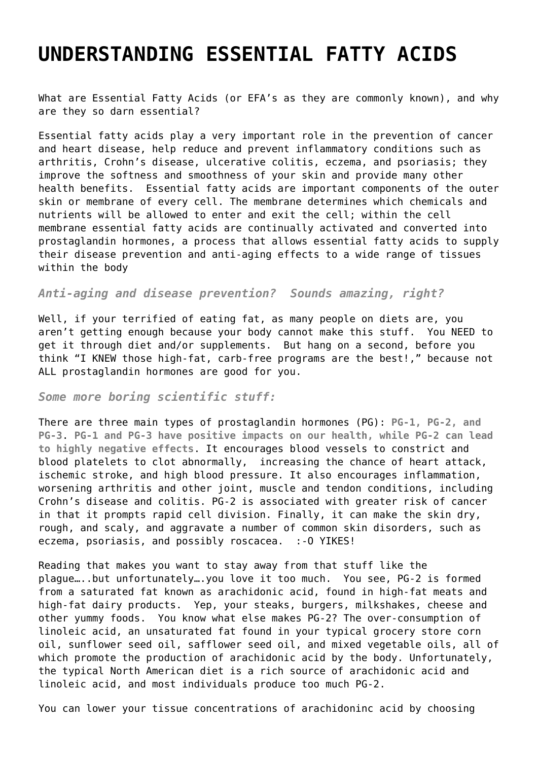# UNDERSTANDING ESSENTIAL FATTY ACIDS

What are Essential Fatty Acids (or EFA's as they are commonly known), and why are they so darn essential?

Essential fatty acids play a very important role in the prevention of cancer and heart disease, help reduce and prevent inflammatory conditions such as arthritis, Crohn's disease, ulcerative colitis, eczema, and psoriasis; they improve the softness and smoothness of your skin and provide many other health benefits. Essential fatty acids are important components of the outer skin or membrane of every cell. The membrane determines which chemicals and nutrients will be allowed to enter and exit the cell; within the cell membrane essential fatty acids are continually activated and converted into prostaglandin hormones, a process that allows essential fatty acids to supply their disease prevention and anti-aging effects to a wide range of tissues within the body

***Anti-aging and disease prevention? Sounds amazing, right?***

Well, if your terrified of eating fat, as many people on diets are, you aren't getting enough because your body cannot make this stuff. You NEED to get it through diet and/or supplements. But hang on a second, before you think "I KNEW those high-fat, carb-free programs are the best!," because not ALL prostaglandin hormones are good for you.

***Some more boring scientific stuff:***

There are three main types of prostaglandin hormones (PG): **PG-1, PG-2, and PG-3. PG-1 and PG-3 have positive impacts on our health, while PG-2 can lead to highly negative effects**. It encourages blood vessels to constrict and blood platelets to clot abnormally, increasing the chance of heart attack, ischemic stroke, and high blood pressure. It also encourages inflammation, worsening arthritis and other joint, muscle and tendon conditions, including Crohn's disease and colitis. PG-2 is associated with greater risk of cancer in that it prompts rapid cell division. Finally, it can make the skin dry, rough, and scaly, and aggravate a number of common skin disorders, such as eczema, psoriasis, and possibly roscacea. :-O YIKES!

Reading that makes you want to stay away from that stuff like the plague…..but unfortunately….you love it too much. You see, PG-2 is formed from a saturated fat known as arachidonic acid, found in high-fat meats and high-fat dairy products. Yep, your steaks, burgers, milkshakes, cheese and other yummy foods. You know what else makes PG-2? The over-consumption of linoleic acid, an unsaturated fat found in your typical grocery store corn oil, sunflower seed oil, safflower seed oil, and mixed vegetable oils, all of which promote the production of arachidonic acid by the body. Unfortunately, the typical North American diet is a rich source of arachidonic acid and linoleic acid, and most individuals produce too much PG-2.

You can lower your tissue concentrations of arachidoninc acid by choosing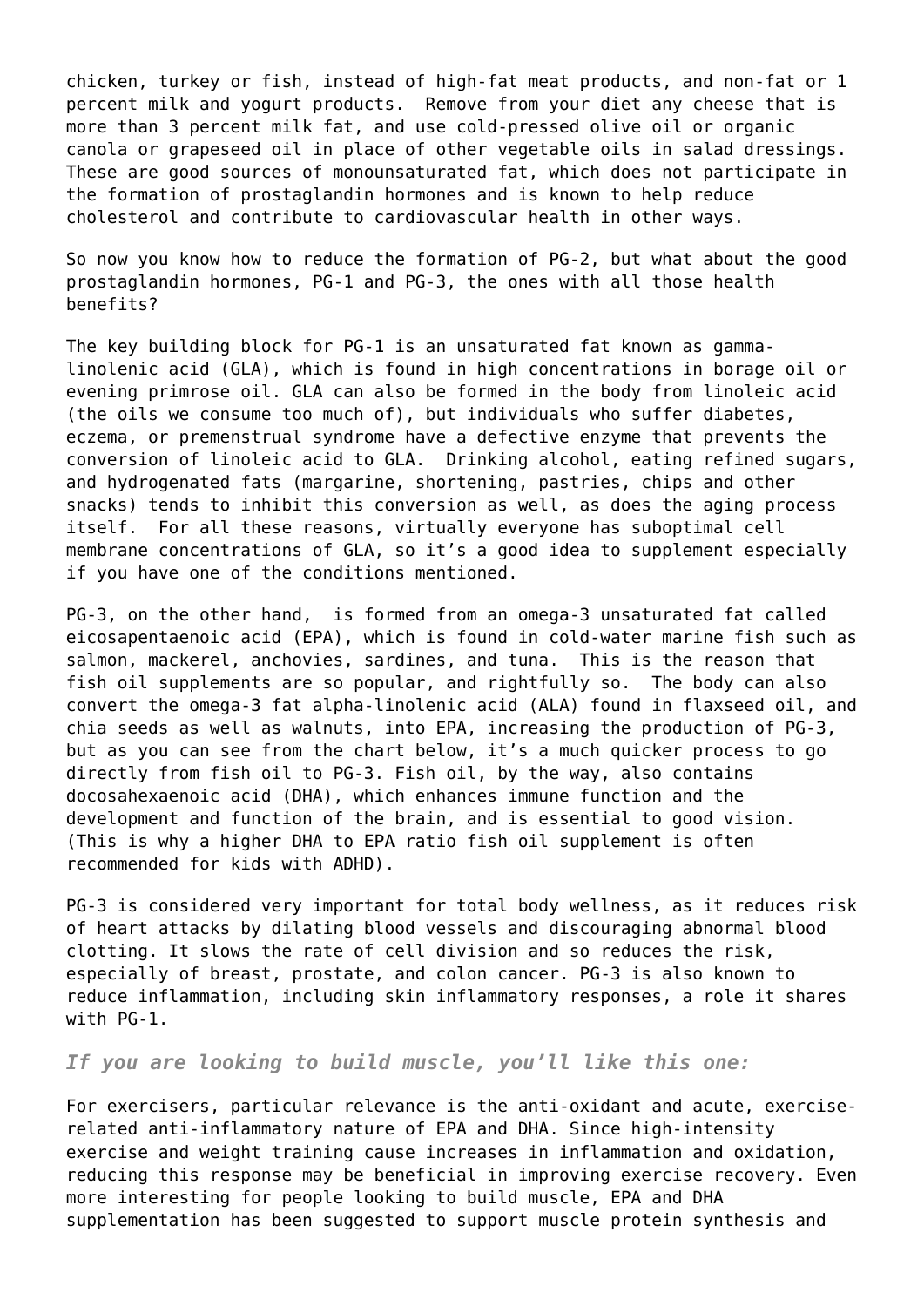chicken, turkey or fish, instead of high-fat meat products, and non-fat or 1 percent milk and yogurt products. Remove from your diet any cheese that is more than 3 percent milk fat, and use cold-pressed olive oil or organic canola or grapeseed oil in place of other vegetable oils in salad dressings. These are good sources of monounsaturated fat, which does not participate in the formation of prostaglandin hormones and is known to help reduce cholesterol and contribute to cardiovascular health in other ways.

So now you know how to reduce the formation of PG-2, but what about the good prostaglandin hormones, PG-1 and PG-3, the ones with all those health benefits?

The key building block for PG-1 is an unsaturated fat known as gamma-linolenic acid (GLA), which is found in high concentrations in borage oil or evening primrose oil. GLA can also be formed in the body from linoleic acid (the oils we consume too much of), but individuals who suffer diabetes, eczema, or premenstrual syndrome have a defective enzyme that prevents the conversion of linoleic acid to GLA. Drinking alcohol, eating refined sugars, and hydrogenated fats (margarine, shortening, pastries, chips and other snacks) tends to inhibit this conversion as well, as does the aging process itself. For all these reasons, virtually everyone has suboptimal cell membrane concentrations of GLA, so it's a good idea to supplement especially if you have one of the conditions mentioned.

PG-3, on the other hand, is formed from an omega-3 unsaturated fat called eicosapentaenoic acid (EPA), which is found in cold-water marine fish such as salmon, mackerel, anchovies, sardines, and tuna. This is the reason that fish oil supplements are so popular, and rightfully so. The body can also convert the omega-3 fat alpha-linolenic acid (ALA) found in flaxseed oil, and chia seeds as well as walnuts, into EPA, increasing the production of PG-3, but as you can see from the chart below, it's a much quicker process to go directly from fish oil to PG-3. Fish oil, by the way, also contains docosahexaenoic acid (DHA), which enhances immune function and the development and function of the brain, and is essential to good vision. (This is why a higher DHA to EPA ratio fish oil supplement is often recommended for kids with ADHD).

PG-3 is considered very important for total body wellness, as it reduces risk of heart attacks by dilating blood vessels and discouraging abnormal blood clotting. It slows the rate of cell division and so reduces the risk, especially of breast, prostate, and colon cancer. PG-3 is also known to reduce inflammation, including skin inflammatory responses, a role it shares with PG-1.

***If you are looking to build muscle, you'll like this one:***

For exercisers, particular relevance is the anti-oxidant and acute, exercise-related anti-inflammatory nature of EPA and DHA. Since high-intensity exercise and weight training cause increases in inflammation and oxidation, reducing this response may be beneficial in improving exercise recovery. Even more interesting for people looking to build muscle, EPA and DHA supplementation has been suggested to support muscle protein synthesis and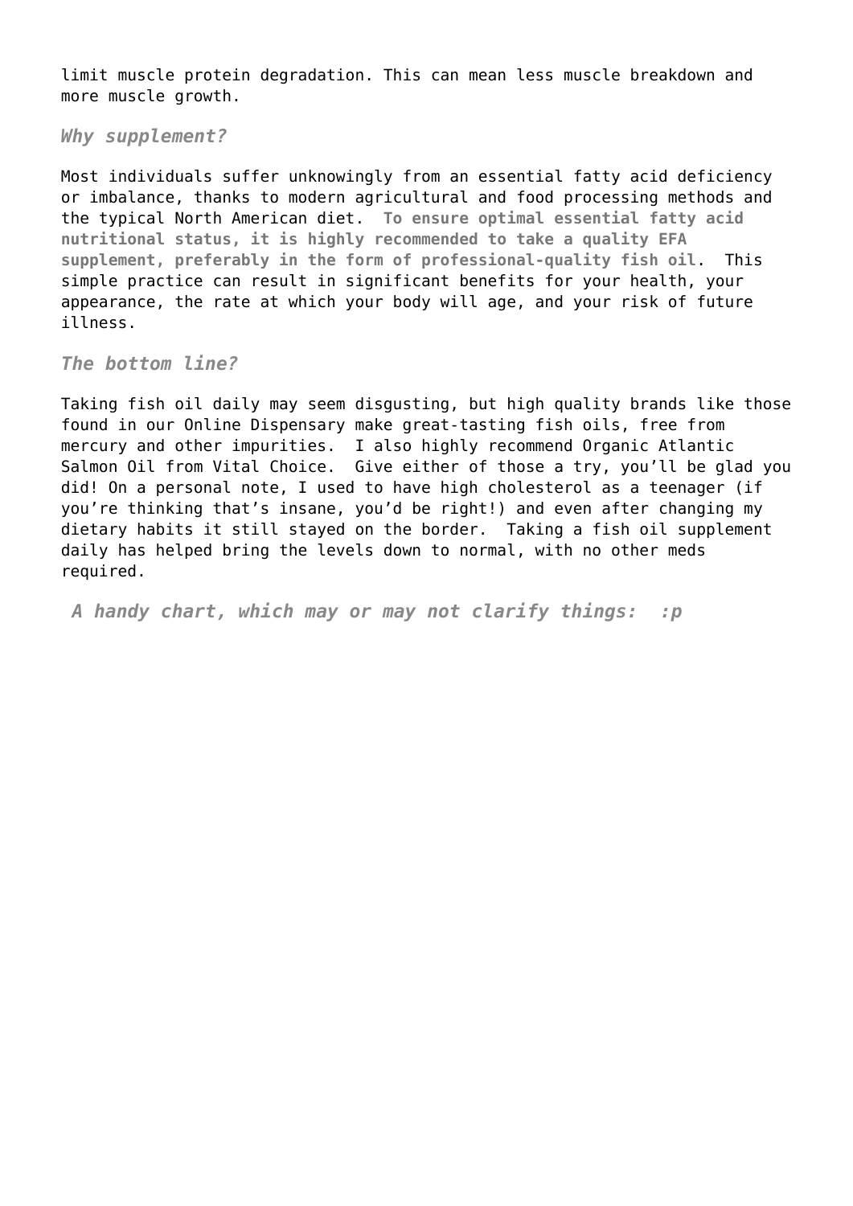limit muscle protein degradation. This can mean less muscle breakdown and more muscle growth.

### *Why supplement?*

Most individuals suffer unknowingly from an essential fatty acid deficiency or imbalance, thanks to modern agricultural and food processing methods and the typical North American diet. **To ensure optimal essential fatty acid nutritional status, it is highly recommended to take a quality EFA supplement, preferably in the form of professional-quality fish oil**. This simple practice can result in significant benefits for your health, your appearance, the rate at which your body will age, and your risk of future illness.

### *The bottom line?*

Taking fish oil daily may seem disgusting, but high quality brands like those found in our Online Dispensary make great-tasting fish oils, free from mercury and other impurities. I also highly recommend Organic Atlantic Salmon Oil from Vital Choice. Give either of those a try, you'll be glad you did! On a personal note, I used to have high cholesterol as a teenager (if you're thinking that's insane, you'd be right!) and even after changing my dietary habits it still stayed on the border. Taking a fish oil supplement daily has helped bring the levels down to normal, with no other meds required.

***A handy chart, which may or may not clarify things: :p***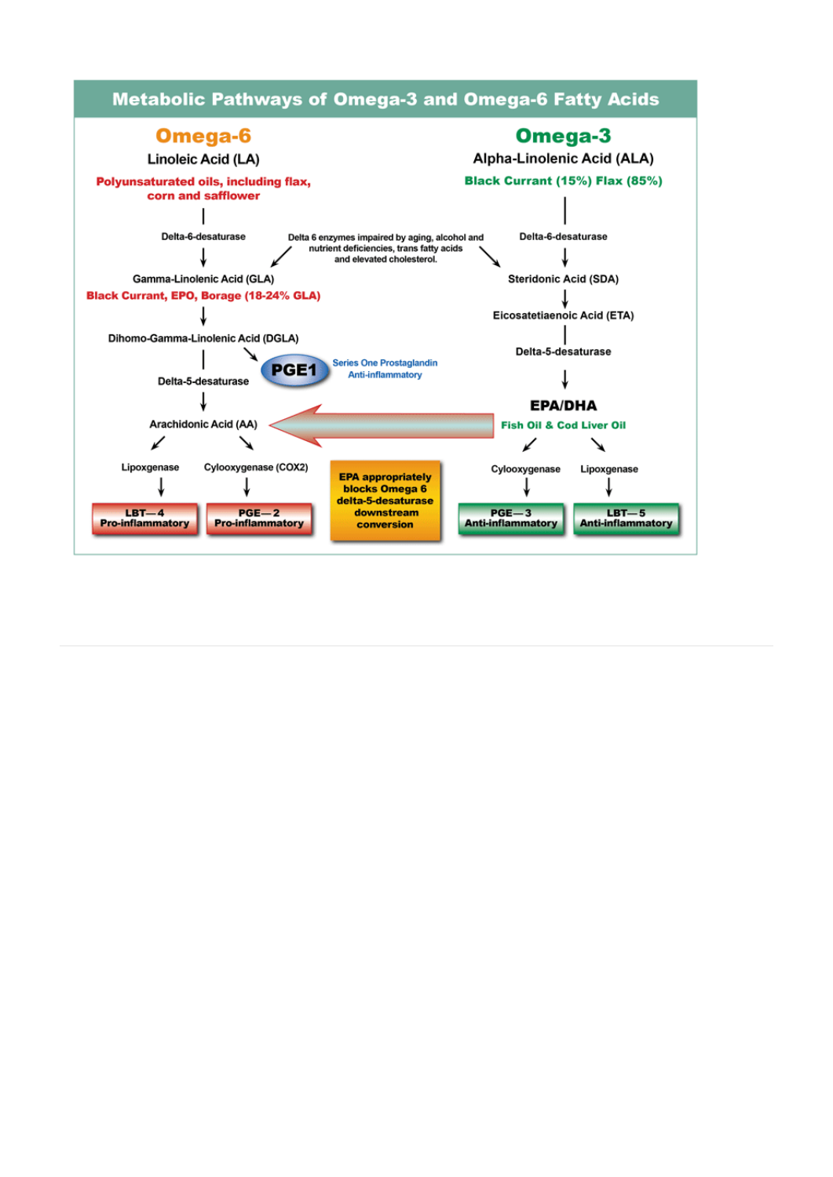## Metabolic Pathways of Omega-3 and Omega-6 Fatty Acids

**Omega-6**

Linoleic Acid (LA)

**Polyunsaturated oils, including flax, corn and safflower**

Delta-6-desaturase

Gamma-Linolenic Acid (GLA)

**Black Current, EPO, Borage (18-24% GLA)**

Dihomo-Gamma-Linolenic Acid (DGLA)

PGE1

Series One Prostaglandin Anti-inflammatory

Delta-5-desaturase

Arachidonic Acid (AA)

Lipoxgenase

Cylooxygenase (COX2)

LBT—4 Pro-inflammatory

PGE—2 Pro-inflammatory

Delta 6 enzymes impaired by aging, alcohol and nutrient deficiencies, trans fatty acids and elevated cholesterol.

EPA appropriately blocks Omega 6 delta-5-desaturase downstream conversion

**Omega-3**

Alpha-Linolenic Acid (ALA)

**Black Currant (15%) Flax (85%)**

Delta-6-desaturase

Steridonic Acid (SDA)

Eicosatetiaenoic Acid (ETA)

Delta-5-desaturase

**EPA/DHA**

**Fish Oil & Cod Liver Oil**

Cylooxygenase

Lipoxgenase

PGE—3 Anti-inflammatory

LBT—5 Anti-inflammatory